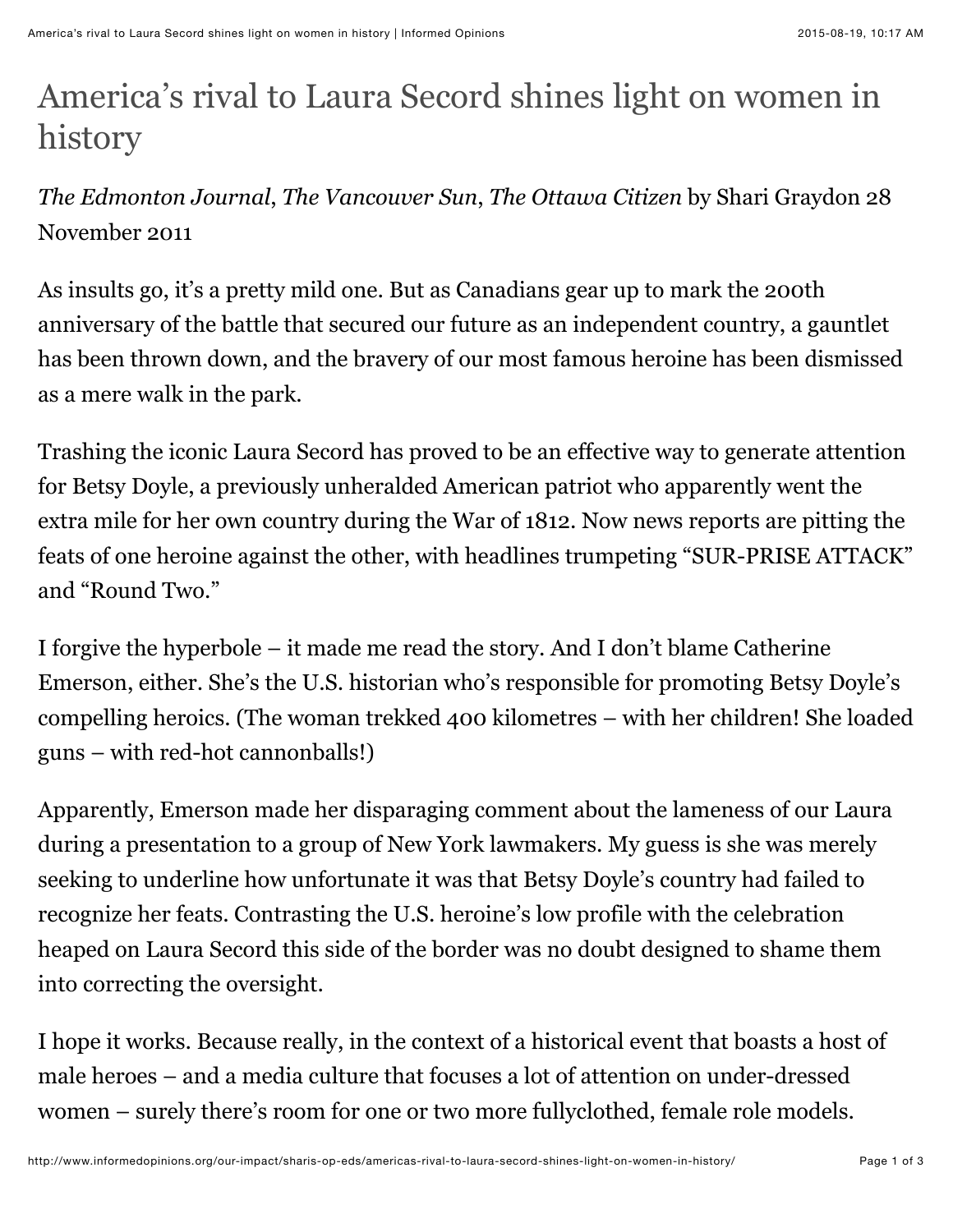# America's rival to Laura Secord shines light on women in history

*The Edmonton Journal*, *The Vancouver Sun*, *The Ottawa Citizen* by Shari Graydon 28 November 2011

As insults go, it's a pretty mild one. But as Canadians gear up to mark the 200th anniversary of the battle that secured our future as an independent country, a gauntlet has been thrown down, and the bravery of our most famous heroine has been dismissed as a mere walk in the park.

Trashing the iconic Laura Secord has proved to be an effective way to generate attention for Betsy Doyle, a previously unheralded American patriot who apparently went the extra mile for her own country during the War of 1812. Now news reports are pitting the feats of one heroine against the other, with headlines trumpeting "SUR-PRISE ATTACK" and "Round Two."

I forgive the hyperbole – it made me read the story. And I don't blame Catherine Emerson, either. She's the U.S. historian who's responsible for promoting Betsy Doyle's compelling heroics. (The woman trekked 400 kilometres – with her children! She loaded guns – with red-hot cannonballs!)

Apparently, Emerson made her disparaging comment about the lameness of our Laura during a presentation to a group of New York lawmakers. My guess is she was merely seeking to underline how unfortunate it was that Betsy Doyle's country had failed to recognize her feats. Contrasting the U.S. heroine's low profile with the celebration heaped on Laura Secord this side of the border was no doubt designed to shame them into correcting the oversight.

I hope it works. Because really, in the context of a historical event that boasts a host of male heroes – and a media culture that focuses a lot of attention on under-dressed women – surely there's room for one or two more fullyclothed, female role models.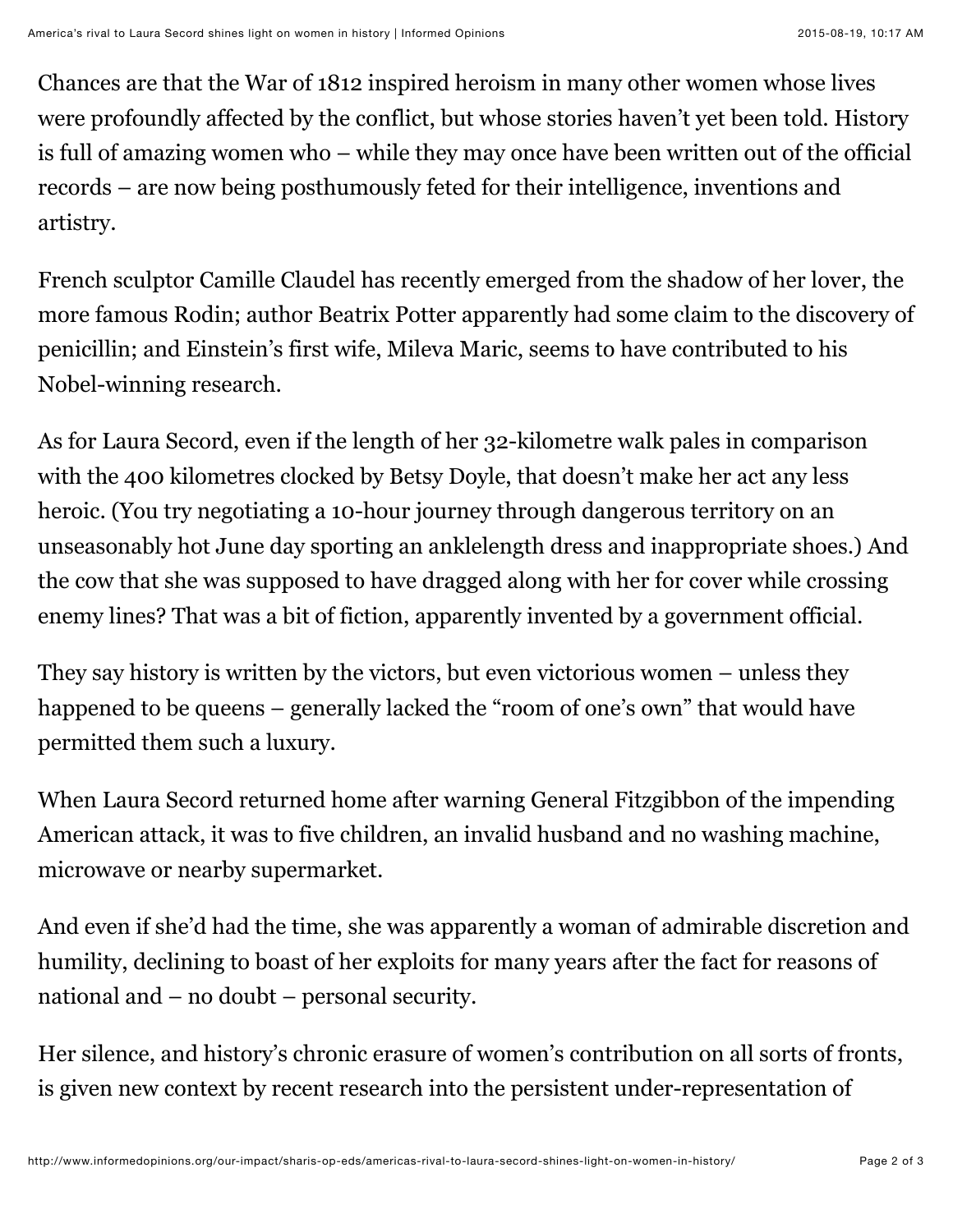Chances are that the War of 1812 inspired heroism in many other women whose lives were profoundly affected by the conflict, but whose stories haven't yet been told. History is full of amazing women who – while they may once have been written out of the official records – are now being posthumously feted for their intelligence, inventions and artistry.

French sculptor Camille Claudel has recently emerged from the shadow of her lover, the more famous Rodin; author Beatrix Potter apparently had some claim to the discovery of penicillin; and Einstein's first wife, Mileva Maric, seems to have contributed to his Nobel-winning research.

As for Laura Secord, even if the length of her 32-kilometre walk pales in comparison with the 400 kilometres clocked by Betsy Doyle, that doesn't make her act any less heroic. (You try negotiating a 10-hour journey through dangerous territory on an unseasonably hot June day sporting an anklelength dress and inappropriate shoes.) And the cow that she was supposed to have dragged along with her for cover while crossing enemy lines? That was a bit of fiction, apparently invented by a government official.

They say history is written by the victors, but even victorious women – unless they happened to be queens – generally lacked the "room of one's own" that would have permitted them such a luxury.

When Laura Secord returned home after warning General Fitzgibbon of the impending American attack, it was to five children, an invalid husband and no washing machine, microwave or nearby supermarket.

And even if she'd had the time, she was apparently a woman of admirable discretion and humility, declining to boast of her exploits for many years after the fact for reasons of national and – no doubt – personal security.

Her silence, and history's chronic erasure of women's contribution on all sorts of fronts, is given new context by recent research into the persistent under-representation of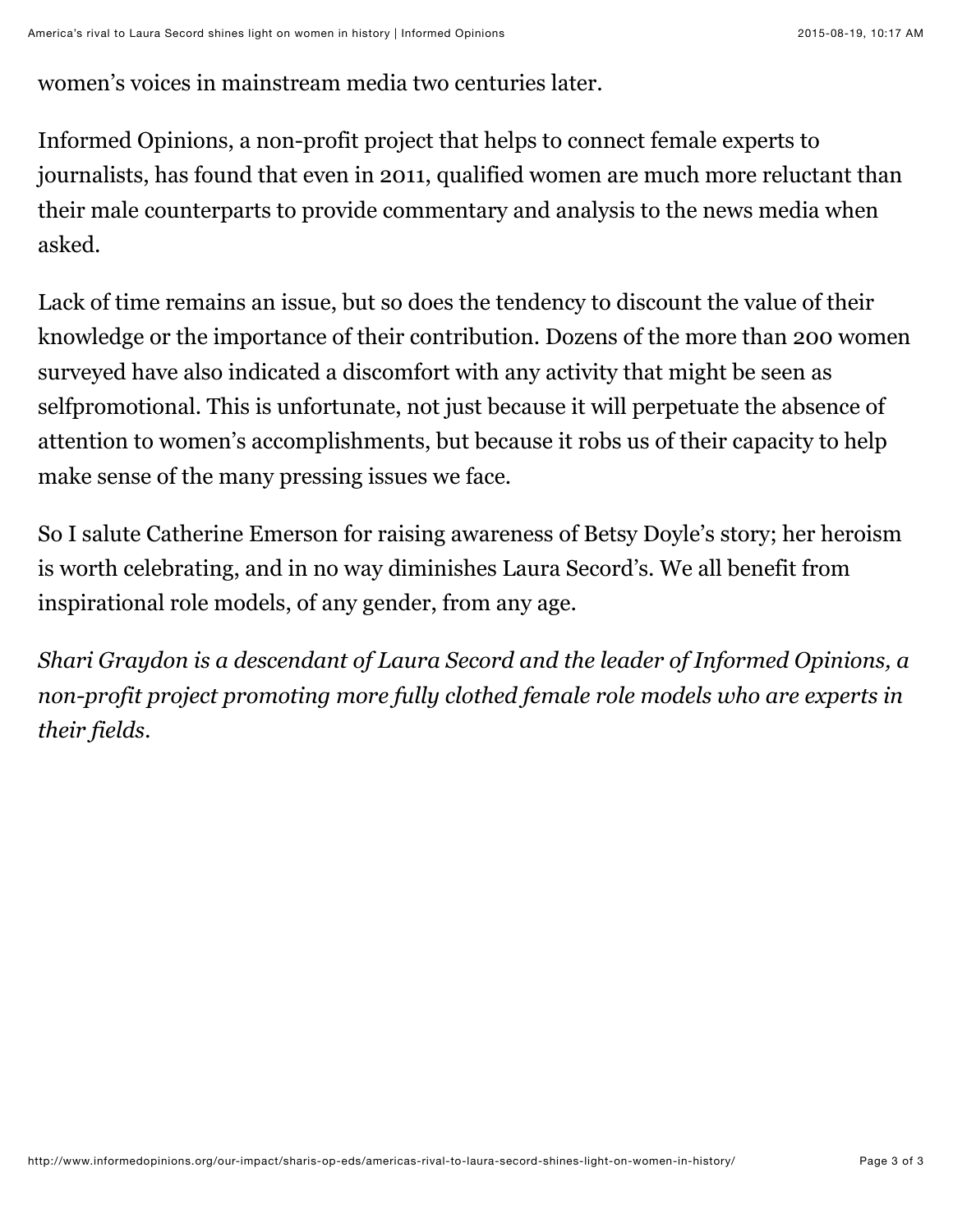women's voices in mainstream media two centuries later.

Informed Opinions, a non-profit project that helps to connect female experts to journalists, has found that even in 2011, qualified women are much more reluctant than their male counterparts to provide commentary and analysis to the news media when asked.

Lack of time remains an issue, but so does the tendency to discount the value of their knowledge or the importance of their contribution. Dozens of the more than 200 women surveyed have also indicated a discomfort with any activity that might be seen as selfpromotional. This is unfortunate, not just because it will perpetuate the absence of attention to women's accomplishments, but because it robs us of their capacity to help make sense of the many pressing issues we face.

So I salute Catherine Emerson for raising awareness of Betsy Doyle's story; her heroism is worth celebrating, and in no way diminishes Laura Secord's. We all benefit from inspirational role models, of any gender, from any age.

*Shari Graydon is a descendant of Laura Secord and the leader of Informed Opinions, a non-profit project promoting more fully clothed female role models who are experts in their fields.*